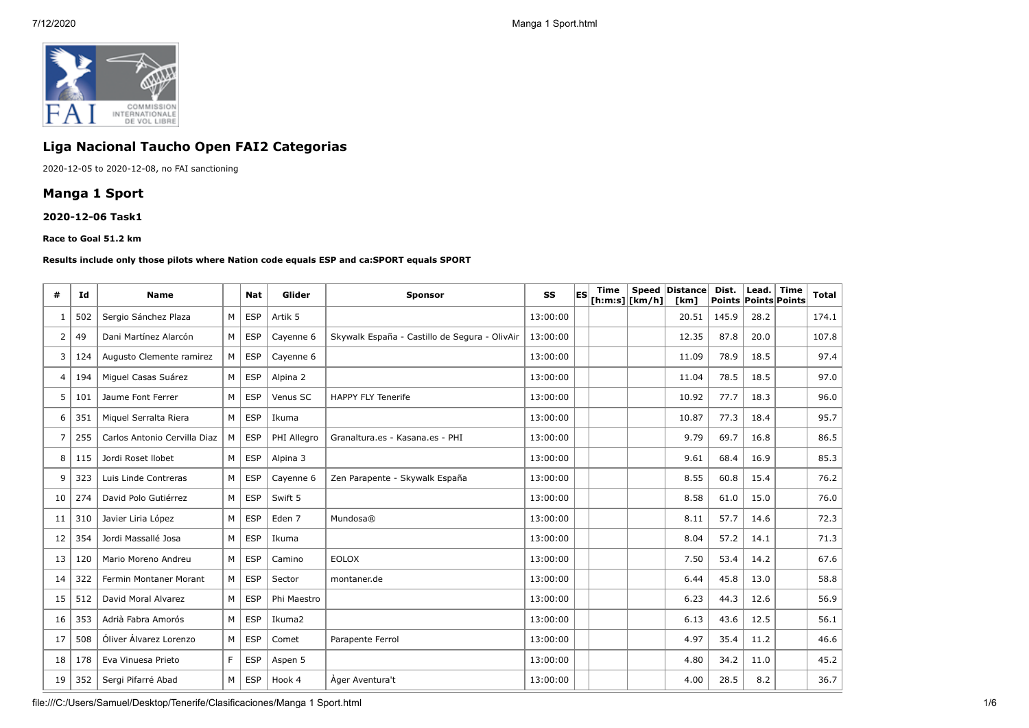## Liga Nacional Taucho Open FAI2 Categorias

2020-12-05 to 2020-12-08, no FAI sanctioning

## Manga 1 Sport

#### 2020-12-06 Task1

##### Race to Goal 51.2 km

##### Results include only those pilots where Nation code equals ESP and ca:SPORT equals SPORT

| # | Id | Name | | Nat | Glider | Sponsor | SS | ES | Time [h:m:s] | Speed [km/h] | Distance [km] | Dist. Points | Lead. Points | Time Points | Total |
|---|---|---|---|---|---|---|---|---|---|---|---|---|---|---|---|
| 1 | 502 | Sergio Sánchez Plaza | M | ESP | Artik 5 | | 13:00:00 | | | | 20.51 | 145.9 | 28.2 | | 174.1 |
| 2 | 49 | Dani Martínez Alarcón | M | ESP | Cayenne 6 | Skywalk España - Castillo de Segura - OlivAir | 13:00:00 | | | | 12.35 | 87.8 | 20.0 | | 107.8 |
| 3 | 124 | Augusto Clemente ramirez | M | ESP | Cayenne 6 | | 13:00:00 | | | | 11.09 | 78.9 | 18.5 | | 97.4 |
| 4 | 194 | Miguel Casas Suárez | M | ESP | Alpina 2 | | 13:00:00 | | | | 11.04 | 78.5 | 18.5 | | 97.0 |
| 5 | 101 | Jaume Font Ferrer | M | ESP | Venus SC | HAPPY FLY Tenerife | 13:00:00 | | | | 10.92 | 77.7 | 18.3 | | 96.0 |
| 6 | 351 | Miquel Serralta Riera | M | ESP | Ikuma | | 13:00:00 | | | | 10.87 | 77.3 | 18.4 | | 95.7 |
| 7 | 255 | Carlos Antonio Cervilla Diaz | M | ESP | PHI Allegro | Granaltura.es - Kasana.es - PHI | 13:00:00 | | | | 9.79 | 69.7 | 16.8 | | 86.5 |
| 8 | 115 | Jordi Roset llobet | M | ESP | Alpina 3 | | 13:00:00 | | | | 9.61 | 68.4 | 16.9 | | 85.3 |
| 9 | 323 | Luis Linde Contreras | M | ESP | Cayenne 6 | Zen Parapente - Skywalk España | 13:00:00 | | | | 8.55 | 60.8 | 15.4 | | 76.2 |
| 10 | 274 | David Polo Gutiérrez | M | ESP | Swift 5 | | 13:00:00 | | | | 8.58 | 61.0 | 15.0 | | 76.0 |
| 11 | 310 | Javier Liria López | M | ESP | Eden 7 | Mundosa® | 13:00:00 | | | | 8.11 | 57.7 | 14.6 | | 72.3 |
| 12 | 354 | Jordi Massallé Josa | M | ESP | Ikuma | | 13:00:00 | | | | 8.04 | 57.2 | 14.1 | | 71.3 |
| 13 | 120 | Mario Moreno Andreu | M | ESP | Camino | EOLOX | 13:00:00 | | | | 7.50 | 53.4 | 14.2 | | 67.6 |
| 14 | 322 | Fermin Montaner Morant | M | ESP | Sector | montaner.de | 13:00:00 | | | | 6.44 | 45.8 | 13.0 | | 58.8 |
| 15 | 512 | David Moral Alvarez | M | ESP | Phi Maestro | | 13:00:00 | | | | 6.23 | 44.3 | 12.6 | | 56.9 |
| 16 | 353 | Adrià Fabra Amorós | M | ESP | Ikuma2 | | 13:00:00 | | | | 6.13 | 43.6 | 12.5 | | 56.1 |
| 17 | 508 | Óliver Álvarez Lorenzo | M | ESP | Comet | Parapente Ferrol | 13:00:00 | | | | 4.97 | 35.4 | 11.2 | | 46.6 |
| 18 | 178 | Eva Vinuesa Prieto | F | ESP | Aspen 5 | | 13:00:00 | | | | 4.80 | 34.2 | 11.0 | | 45.2 |
| 19 | 352 | Sergi Pifarré Abad | M | ESP | Hook 4 | Àger Aventura't | 13:00:00 | | | | 4.00 | 28.5 | 8.2 | | 36.7 |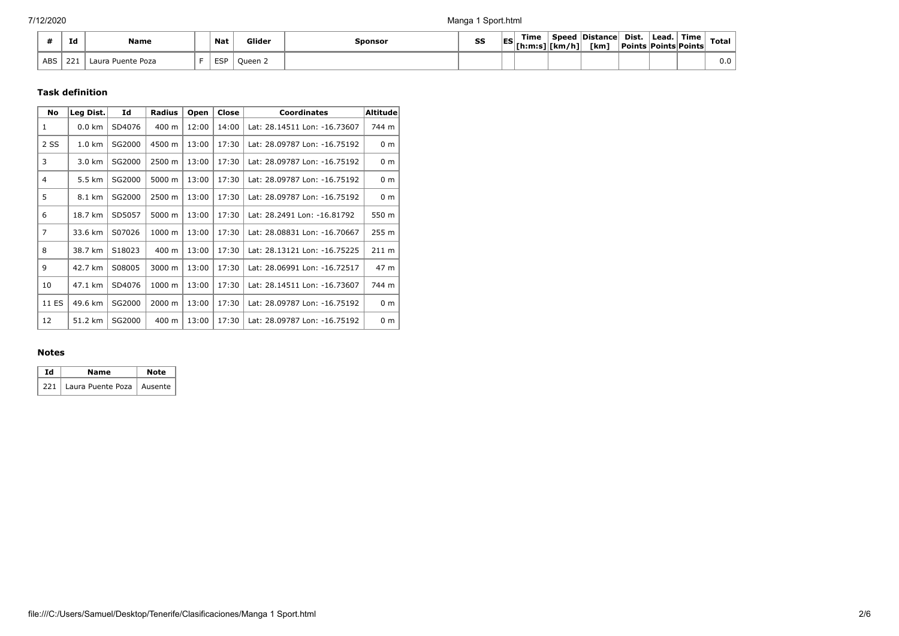| # | Id | Name | | Nat | Glider | Sponsor | SS | ES | Time [h:m:s] | Speed [km/h] | Distance [km] | Dist. Points | Lead. Points | Time Points | Total |
|---|---|---|---|---|---|---|---|---|---|---|---|---|---|---|---|
| ABS | 221 | Laura Puente Poza | F | ESP | Queen 2 | | | | | | | | | | 0.0 |

### Task definition

| No | Leg Dist. | Id | Radius | Open | Close | Coordinates | Altitude |
|---|---|---|---|---|---|---|---|
| 1 | 0.0 km | SD4076 | 400 m | 12:00 | 14:00 | Lat: 28.14511 Lon: -16.73607 | 744 m |
| 2 SS | 1.0 km | SG2000 | 4500 m | 13:00 | 17:30 | Lat: 28.09787 Lon: -16.75192 | 0 m |
| 3 | 3.0 km | SG2000 | 2500 m | 13:00 | 17:30 | Lat: 28.09787 Lon: -16.75192 | 0 m |
| 4 | 5.5 km | SG2000 | 5000 m | 13:00 | 17:30 | Lat: 28.09787 Lon: -16.75192 | 0 m |
| 5 | 8.1 km | SG2000 | 2500 m | 13:00 | 17:30 | Lat: 28.09787 Lon: -16.75192 | 0 m |
| 6 | 18.7 km | SD5057 | 5000 m | 13:00 | 17:30 | Lat: 28.2491 Lon: -16.81792 | 550 m |
| 7 | 33.6 km | S07026 | 1000 m | 13:00 | 17:30 | Lat: 28.08831 Lon: -16.70667 | 255 m |
| 8 | 38.7 km | S18023 | 400 m | 13:00 | 17:30 | Lat: 28.13121 Lon: -16.75225 | 211 m |
| 9 | 42.7 km | S08005 | 3000 m | 13:00 | 17:30 | Lat: 28.06991 Lon: -16.72517 | 47 m |
| 10 | 47.1 km | SD4076 | 1000 m | 13:00 | 17:30 | Lat: 28.14511 Lon: -16.73607 | 744 m |
| 11 ES | 49.6 km | SG2000 | 2000 m | 13:00 | 17:30 | Lat: 28.09787 Lon: -16.75192 | 0 m |
| 12 | 51.2 km | SG2000 | 400 m | 13:00 | 17:30 | Lat: 28.09787 Lon: -16.75192 | 0 m |

### Notes

| Id | Name | Note |
|---|---|---|
| 221 | Laura Puente Poza | Ausente |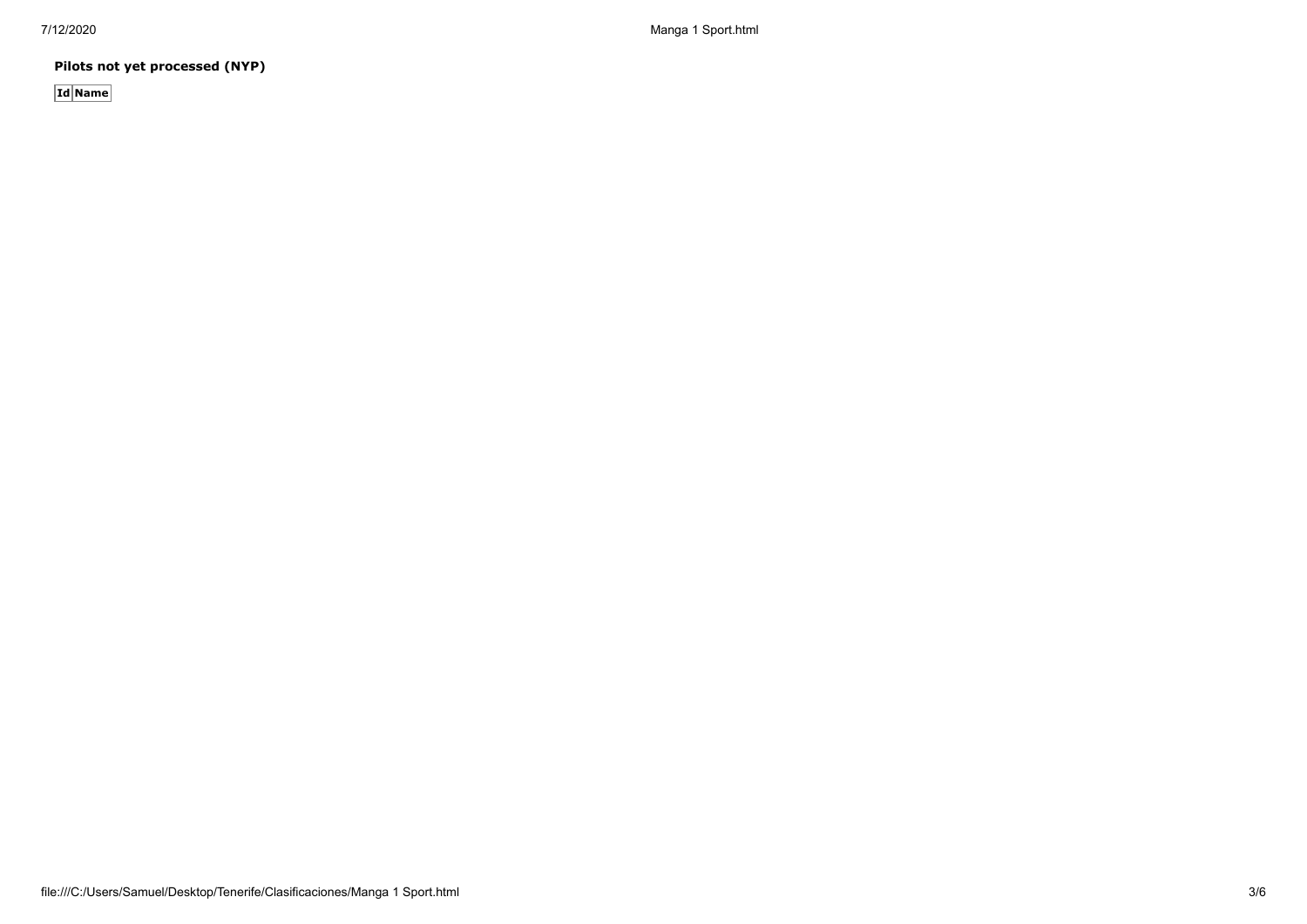**Pilots not yet processed (NYP)**

| Id | Name |
|---|---|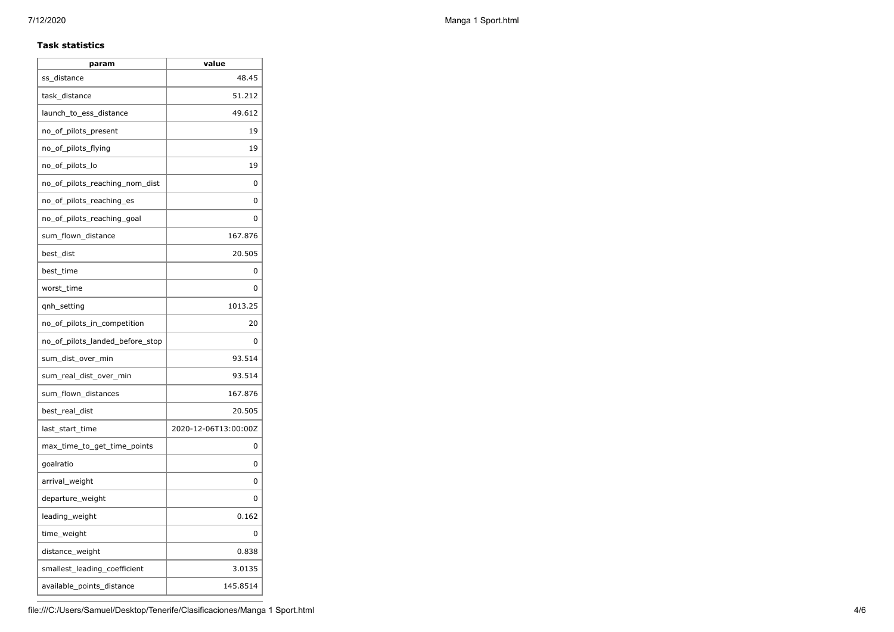### Task statistics

| param | value |
|---|---|
| ss_distance | 48.45 |
| task_distance | 51.212 |
| launch_to_ess_distance | 49.612 |
| no_of_pilots_present | 19 |
| no_of_pilots_flying | 19 |
| no_of_pilots_lo | 19 |
| no_of_pilots_reaching_nom_dist | 0 |
| no_of_pilots_reaching_es | 0 |
| no_of_pilots_reaching_goal | 0 |
| sum_flown_distance | 167.876 |
| best_dist | 20.505 |
| best_time | 0 |
| worst_time | 0 |
| qnh_setting | 1013.25 |
| no_of_pilots_in_competition | 20 |
| no_of_pilots_landed_before_stop | 0 |
| sum_dist_over_min | 93.514 |
| sum_real_dist_over_min | 93.514 |
| sum_flown_distances | 167.876 |
| best_real_dist | 20.505 |
| last_start_time | 2020-12-06T13:00:00Z |
| max_time_to_get_time_points | 0 |
| goalratio | 0 |
| arrival_weight | 0 |
| departure_weight | 0 |
| leading_weight | 0.162 |
| time_weight | 0 |
| distance_weight | 0.838 |
| smallest_leading_coefficient | 3.0135 |
| available_points_distance | 145.8514 |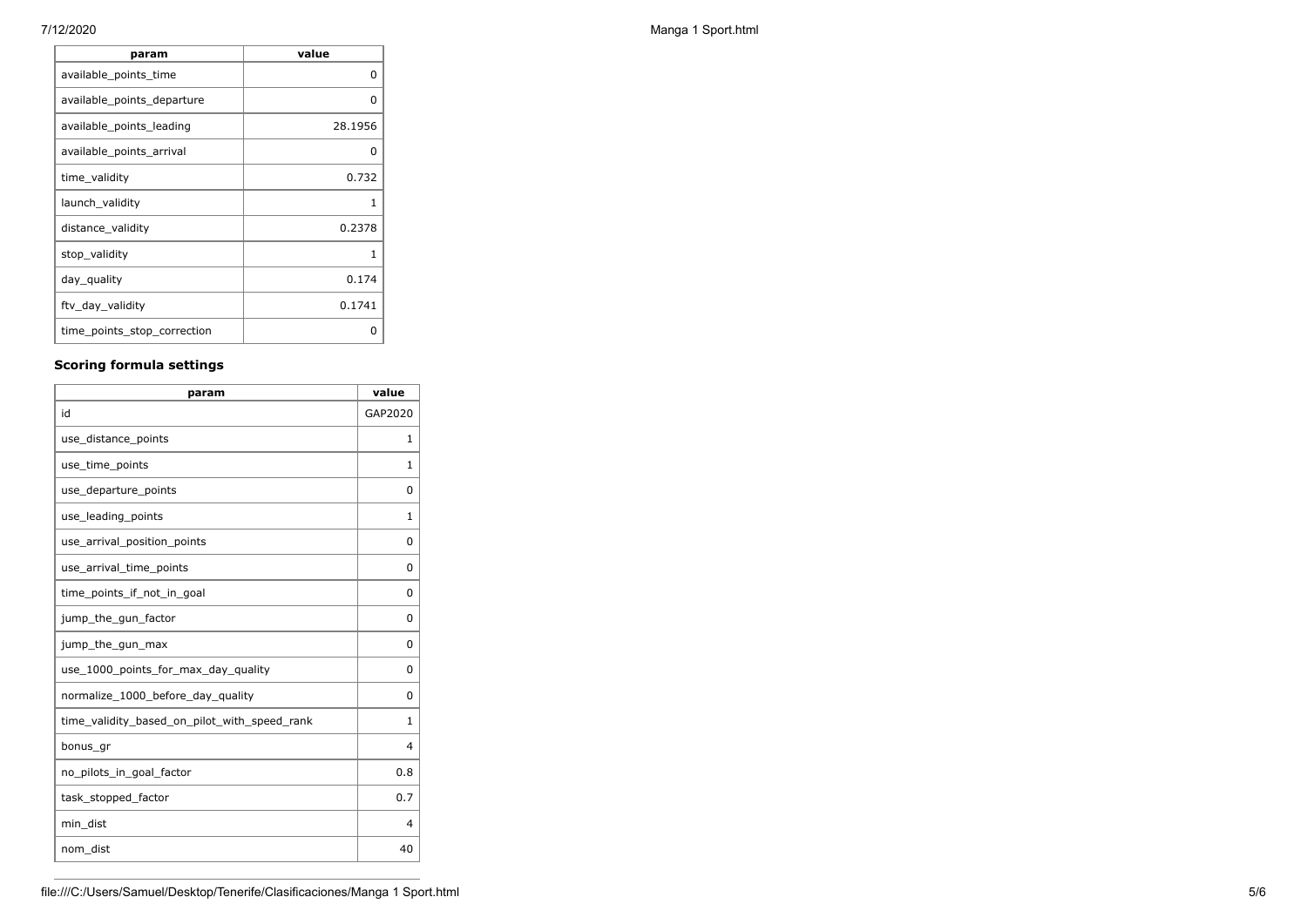| param | value |
|---|---|
| available_points_time | 0 |
| available_points_departure | 0 |
| available_points_leading | 28.1956 |
| available_points_arrival | 0 |
| time_validity | 0.732 |
| launch_validity | 1 |
| distance_validity | 0.2378 |
| stop_validity | 1 |
| day_quality | 0.174 |
| ftv_day_validity | 0.1741 |
| time_points_stop_correction | 0 |

### Scoring formula settings

| param | value |
|---|---|
| id | GAP2020 |
| use_distance_points | 1 |
| use_time_points | 1 |
| use_departure_points | 0 |
| use_leading_points | 1 |
| use_arrival_position_points | 0 |
| use_arrival_time_points | 0 |
| time_points_if_not_in_goal | 0 |
| jump_the_gun_factor | 0 |
| jump_the_gun_max | 0 |
| use_1000_points_for_max_day_quality | 0 |
| normalize_1000_before_day_quality | 0 |
| time_validity_based_on_pilot_with_speed_rank | 1 |
| bonus_gr | 4 |
| no_pilots_in_goal_factor | 0.8 |
| task_stopped_factor | 0.7 |
| min_dist | 4 |
| nom_dist | 40 |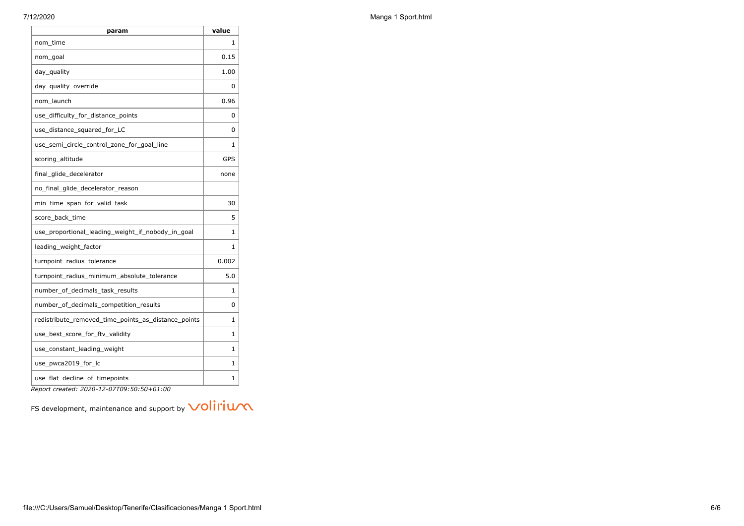| param | value |
| --- | --- |
| nom_time | 1 |
| nom_goal | 0.15 |
| day_quality | 1.00 |
| day_quality_override | 0 |
| nom_launch | 0.96 |
| use_difficulty_for_distance_points | 0 |
| use_distance_squared_for_LC | 0 |
| use_semi_circle_control_zone_for_goal_line | 1 |
| scoring_altitude | GPS |
| final_glide_decelerator | none |
| no_final_glide_decelerator_reason | |
| min_time_span_for_valid_task | 30 |
| score_back_time | 5 |
| use_proportional_leading_weight_if_nobody_in_goal | 1 |
| leading_weight_factor | 1 |
| turnpoint_radius_tolerance | 0.002 |
| turnpoint_radius_minimum_absolute_tolerance | 5.0 |
| number_of_decimals_task_results | 1 |
| number_of_decimals_competition_results | 0 |
| redistribute_removed_time_points_as_distance_points | 1 |
| use_best_score_for_ftv_validity | 1 |
| use_constant_leading_weight | 1 |
| use_pwca2019_for_lc | 1 |
| use_flat_decline_of_timepoints | 1 |

*Report created: 2020-12-07T09:50:50+01:00*

FS development, maintenance and support by volirium